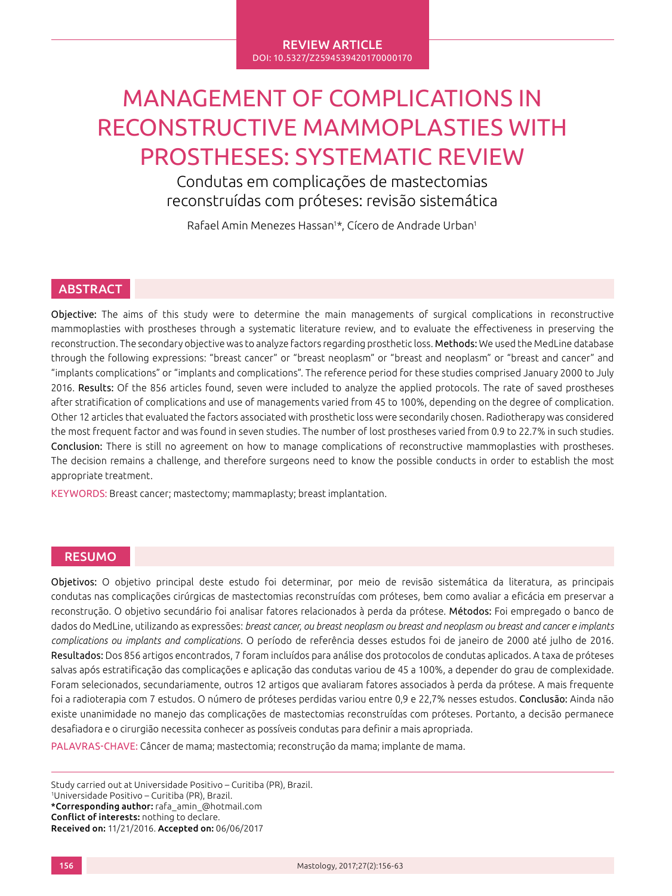REVIEW ARTICLE

DOI: 10.5327/Z2594539420170000170

# MANAGEMENT OF COMPLICATIONS IN RECONSTRUCTIVE MAMMOPLASTIES WITH PROSTHESES: SYSTEMATIC REVIEW

## Condutas em complicações de mastectomias reconstruídas com próteses: revisão sistemática

Rafael Amin Menezes Hassan[1]*, Cícero de Andrade Urban[1]

## ABSTRACT

**Objective:** The aims of this study were to determine the main managements of surgical complications in reconstructive mammoplasties with prostheses through a systematic literature review, and to evaluate the effectiveness in preserving the reconstruction. The secondary objective was to analyze factors regarding prosthetic loss. **Methods:** We used the MedLine database through the following expressions: "breast cancer" or "breast neoplasm" or "breast and neoplasm" or "breast and cancer" and "implants complications" or "implants and complications". The reference period for these studies comprised January 2000 to July 2016. **Results:** Of the 856 articles found, seven were included to analyze the applied protocols. The rate of saved prostheses after stratification of complications and use of managements varied from 45 to 100%, depending on the degree of complication. Other 12 articles that evaluated the factors associated with prosthetic loss were secondarily chosen. Radiotherapy was considered the most frequent factor and was found in seven studies. The number of lost prostheses varied from 0.9 to 22.7% in such studies. **Conclusion:** There is still no agreement on how to manage complications of reconstructive mammoplasties with prostheses. The decision remains a challenge, and therefore surgeons need to know the possible conducts in order to establish the most appropriate treatment.

KEYWORDS: Breast cancer; mastectomy; mammaplasty; breast implantation.

## RESUMO

**Objetivos:** O objetivo principal deste estudo foi determinar, por meio de revisão sistemática da literatura, as principais condutas nas complicações cirúrgicas de mastectomias reconstruídas com próteses, bem como avaliar a eficácia em preservar a reconstrução. O objetivo secundário foi analisar fatores relacionados à perda da prótese. **Métodos:** Foi empregado o banco de dados do MedLine, utilizando as expressões: *breast cancer, ou breast neoplasm ou breast and neoplasm ou breast and cancer e implants complications ou implants and complications*. O período de referência desses estudos foi de janeiro de 2000 até julho de 2016. **Resultados:** Dos 856 artigos encontrados, 7 foram incluídos para análise dos protocolos de condutas aplicados. A taxa de próteses salvas após estratificação das complicações e aplicação das condutas variou de 45 a 100%, a depender do grau de complexidade. Foram selecionados, secundariamente, outros 12 artigos que avaliaram fatores associados à perda da prótese. A mais frequente foi a radioterapia com 7 estudos. O número de próteses perdidas variou entre 0,9 e 22,7% nesses estudos. **Conclusão:** Ainda não existe unanimidade no manejo das complicações de mastectomias reconstruídas com próteses. Portanto, a decisão permanece desafiadora e o cirurgião necessita conhecer as possíveis condutas para definir a mais apropriada.

PALAVRAS-CHAVE: Câncer de mama; mastectomia; reconstrução da mama; implante de mama.

Study carried out at Universidade Positivo – Curitiba (PR), Brazil.
[1]Universidade Positivo – Curitiba (PR), Brazil.
***Corresponding author:** rafa_amin_@hotmail.com
**Conflict of interests:** nothing to declare.
**Received on:** 11/21/2016. **Accepted on:** 06/06/2017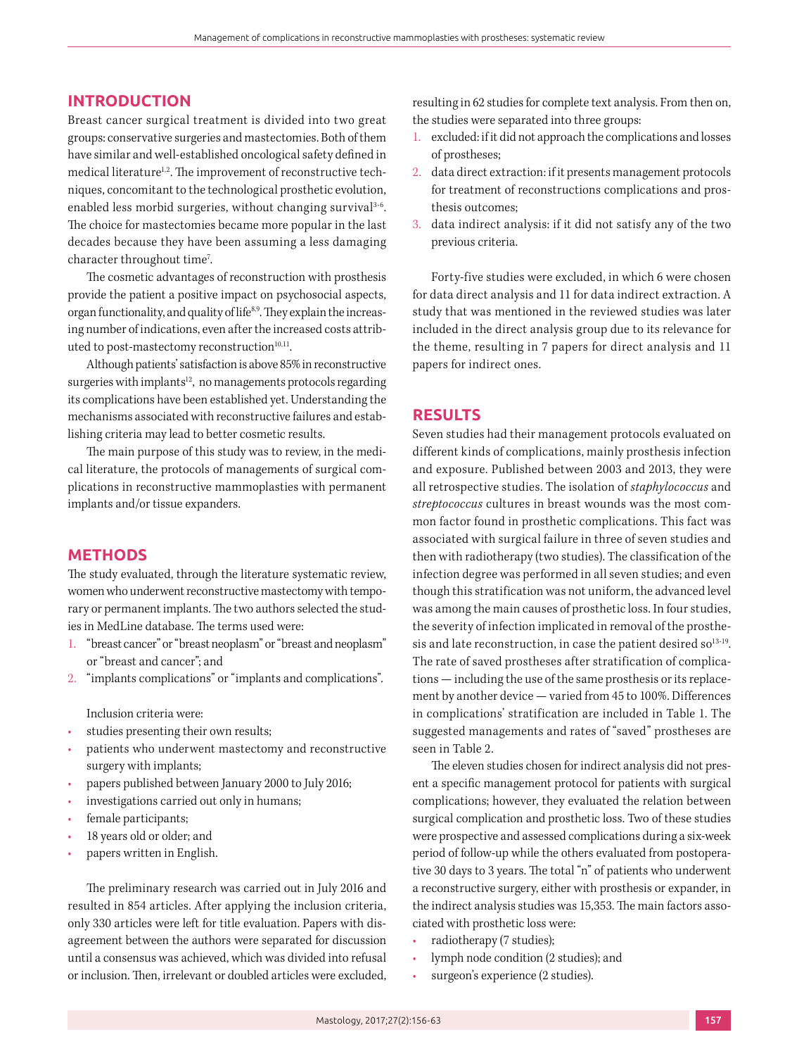## INTRODUCTION

Breast cancer surgical treatment is divided into two great groups: conservative surgeries and mastectomies. Both of them have similar and well-established oncological safety defined in medical literature[1,2]. The improvement of reconstructive techniques, concomitant to the technological prosthetic evolution, enabled less morbid surgeries, without changing survival[3-6]. The choice for mastectomies became more popular in the last decades because they have been assuming a less damaging character throughout time[7].

The cosmetic advantages of reconstruction with prosthesis provide the patient a positive impact on psychosocial aspects, organ functionality, and quality of life[8,9]. They explain the increasing number of indications, even after the increased costs attributed to post-mastectomy reconstruction[10,11].

Although patients' satisfaction is above 85% in reconstructive surgeries with implants[12], no managements protocols regarding its complications have been established yet. Understanding the mechanisms associated with reconstructive failures and establishing criteria may lead to better cosmetic results.

The main purpose of this study was to review, in the medical literature, the protocols of managements of surgical complications in reconstructive mammoplasties with permanent implants and/or tissue expanders.

## METHODS

The study evaluated, through the literature systematic review, women who underwent reconstructive mastectomy with temporary or permanent implants. The two authors selected the studies in MedLine database. The terms used were:

1. "breast cancer" or "breast neoplasm" or "breast and neoplasm" or "breast and cancer"; and
2. "implants complications" or "implants and complications".

Inclusion criteria were:

- studies presenting their own results;
- patients who underwent mastectomy and reconstructive surgery with implants;
- papers published between January 2000 to July 2016;
- investigations carried out only in humans;
- female participants;
- 18 years old or older; and
- papers written in English.

The preliminary research was carried out in July 2016 and resulted in 854 articles. After applying the inclusion criteria, only 330 articles were left for title evaluation. Papers with disagreement between the authors were separated for discussion until a consensus was achieved, which was divided into refusal or inclusion. Then, irrelevant or doubled articles were excluded, resulting in 62 studies for complete text analysis. From then on, the studies were separated into three groups:

1. excluded: if it did not approach the complications and losses of prostheses;
2. data direct extraction: if it presents management protocols for treatment of reconstructions complications and prosthesis outcomes;
3. data indirect analysis: if it did not satisfy any of the two previous criteria.

Forty-five studies were excluded, in which 6 were chosen for data direct analysis and 11 for data indirect extraction. A study that was mentioned in the reviewed studies was later included in the direct analysis group due to its relevance for the theme, resulting in 7 papers for direct analysis and 11 papers for indirect ones.

## RESULTS

Seven studies had their management protocols evaluated on different kinds of complications, mainly prosthesis infection and exposure. Published between 2003 and 2013, they were all retrospective studies. The isolation of *staphylococcus* and *streptococcus* cultures in breast wounds was the most common factor found in prosthetic complications. This fact was associated with surgical failure in three of seven studies and then with radiotherapy (two studies). The classification of the infection degree was performed in all seven studies; and even though this stratification was not uniform, the advanced level was among the main causes of prosthetic loss. In four studies, the severity of infection implicated in removal of the prosthesis and late reconstruction, in case the patient desired so[13-19]. The rate of saved prostheses after stratification of complications — including the use of the same prosthesis or its replacement by another device — varied from 45 to 100%. Differences in complications' stratification are included in Table 1. The suggested managements and rates of "saved" prostheses are seen in Table 2.

The eleven studies chosen for indirect analysis did not present a specific management protocol for patients with surgical complications; however, they evaluated the relation between surgical complication and prosthetic loss. Two of these studies were prospective and assessed complications during a six-week period of follow-up while the others evaluated from postoperative 30 days to 3 years. The total "n" of patients who underwent a reconstructive surgery, either with prosthesis or expander, in the indirect analysis studies was 15,353. The main factors associated with prosthetic loss were:

- radiotherapy (7 studies);
- lymph node condition (2 studies); and
- surgeon's experience (2 studies).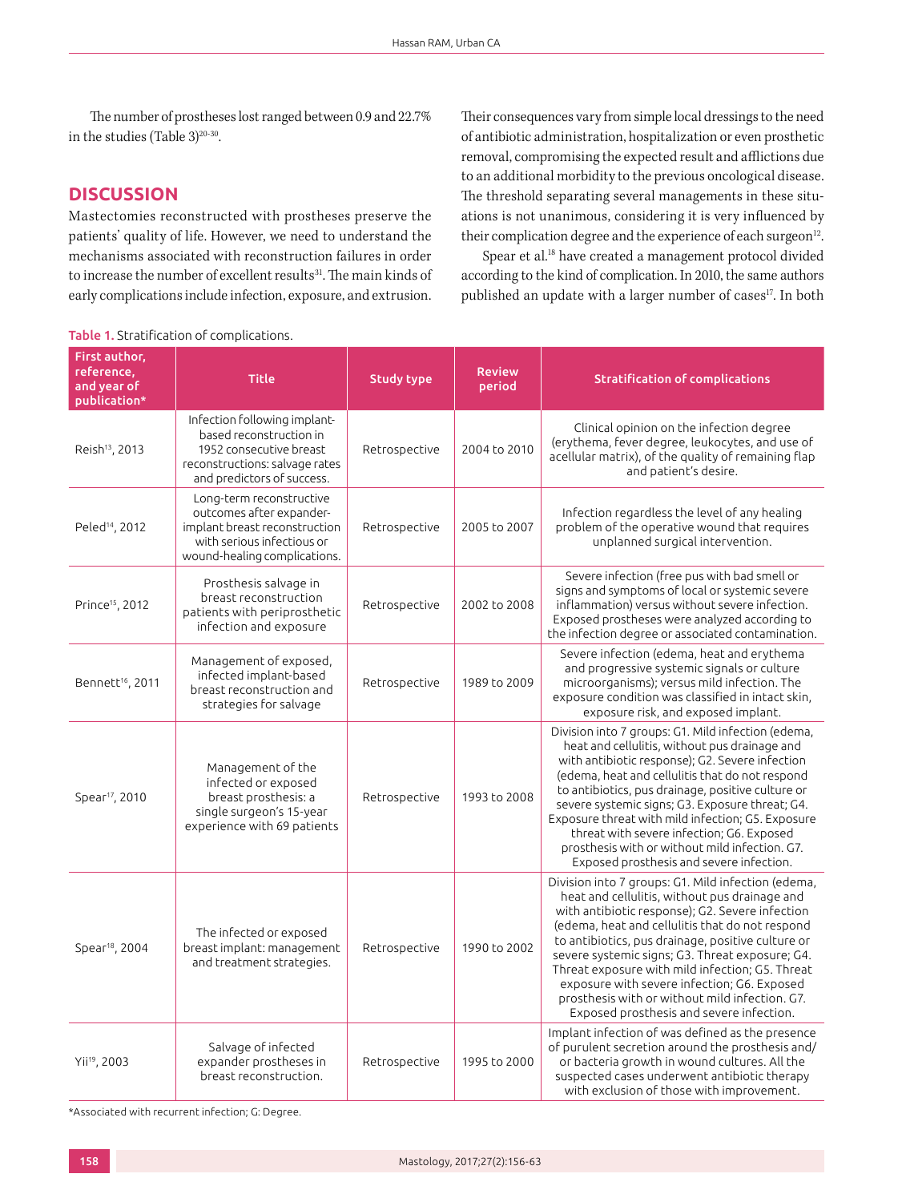The number of prostheses lost ranged between 0.9 and 22.7% in the studies (Table 3)[20-30].

## DISCUSSION

Mastectomies reconstructed with prostheses preserve the patients' quality of life. However, we need to understand the mechanisms associated with reconstruction failures in order to increase the number of excellent results[31]. The main kinds of early complications include infection, exposure, and extrusion. Their consequences vary from simple local dressings to the need of antibiotic administration, hospitalization or even prosthetic removal, compromising the expected result and afflictions due to an additional morbidity to the previous oncological disease. The threshold separating several managements in these situations is not unanimous, considering it is very influenced by their complication degree and the experience of each surgeon[12].

Spear et al.[18] have created a management protocol divided according to the kind of complication. In 2010, the same authors published an update with a larger number of cases[17]. In both

**Table 1.** Stratification of complications.

| First author, reference, and year of publication* | Title | Study type | Review period | Stratification of complications |
|---|---|---|---|---|
| Reish[13], 2013 | Infection following implant-based reconstruction in 1952 consecutive breast reconstructions: salvage rates and predictors of success. | Retrospective | 2004 to 2010 | Clinical opinion on the infection degree (erythema, fever degree, leukocytes, and use of acellular matrix), of the quality of remaining flap and patient's desire. |
| Peled[14], 2012 | Long-term reconstructive outcomes after expander-implant breast reconstruction with serious infectious or wound-healing complications. | Retrospective | 2005 to 2007 | Infection regardless the level of any healing problem of the operative wound that requires unplanned surgical intervention. |
| Prince[15], 2012 | Prosthesis salvage in breast reconstruction patients with periprosthetic infection and exposure | Retrospective | 2002 to 2008 | Severe infection (free pus with bad smell or signs and symptoms of local or systemic severe inflammation) versus without severe infection. Exposed prostheses were analyzed according to the infection degree or associated contamination. |
| Bennett[16], 2011 | Management of exposed, infected implant-based breast reconstruction and strategies for salvage | Retrospective | 1989 to 2009 | Severe infection (edema, heat and erythema and progressive systemic signals or culture microorganisms); versus mild infection. The exposure condition was classified in intact skin, exposure risk, and exposed implant. |
| Spear[17], 2010 | Management of the infected or exposed breast prosthesis: a single surgeon's 15-year experience with 69 patients | Retrospective | 1993 to 2008 | Division into 7 groups: G1. Mild infection (edema, heat and cellulitis, without pus drainage and with antibiotic response); G2. Severe infection (edema, heat and cellulitis that do not respond to antibiotics, pus drainage, positive culture or severe systemic signs; G3. Exposure threat; G4. Exposure threat with mild infection; G5. Exposure threat with severe infection; G6. Exposed prosthesis with or without mild infection. G7. Exposed prosthesis and severe infection. |
| Spear[18], 2004 | The infected or exposed breast implant: management and treatment strategies. | Retrospective | 1990 to 2002 | Division into 7 groups: G1. Mild infection (edema, heat and cellulitis, without pus drainage and with antibiotic response); G2. Severe infection (edema, heat and cellulitis that do not respond to antibiotics, pus drainage, positive culture or severe systemic signs; G3. Threat exposure; G4. Threat exposure with mild infection; G5. Threat exposure with severe infection; G6. Exposed prosthesis with or without mild infection. G7. Exposed prosthesis and severe infection. |
| Yii[19], 2003 | Salvage of infected expander prostheses in breast reconstruction. | Retrospective | 1995 to 2000 | Implant infection of was defined as the presence of purulent secretion around the prosthesis and/or bacteria growth in wound cultures. All the suspected cases underwent antibiotic therapy with exclusion of those with improvement. |

*Associated with recurrent infection; G: Degree.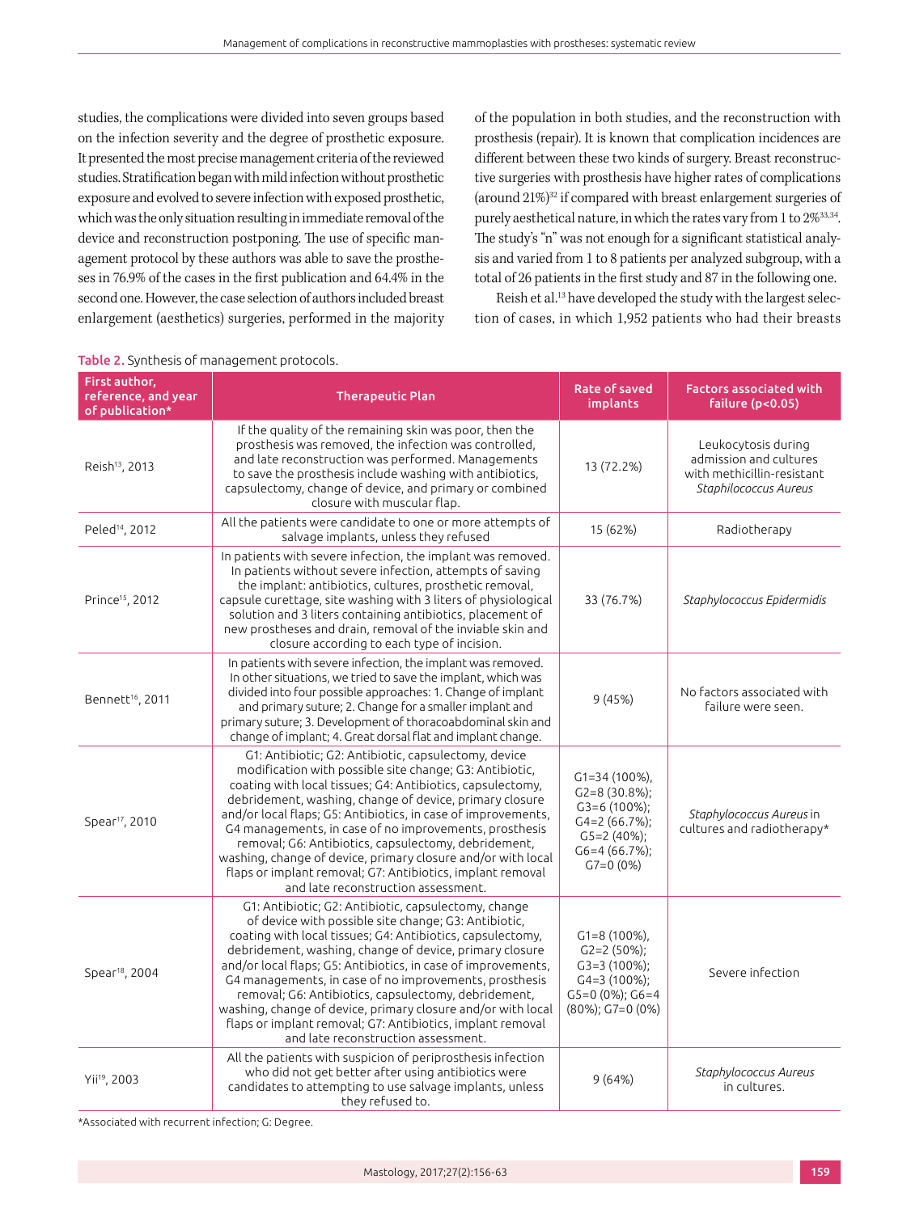studies, the complications were divided into seven groups based on the infection severity and the degree of prosthetic exposure. It presented the most precise management criteria of the reviewed studies. Stratification began with mild infection without prosthetic exposure and evolved to severe infection with exposed prosthetic, which was the only situation resulting in immediate removal of the device and reconstruction postponing. The use of specific management protocol by these authors was able to save the prostheses in 76.9% of the cases in the first publication and 64.4% in the second one. However, the case selection of authors included breast enlargement (aesthetics) surgeries, performed in the majority of the population in both studies, and the reconstruction with prosthesis (repair). It is known that complication incidences are different between these two kinds of surgery. Breast reconstructive surgeries with prosthesis have higher rates of complications (around 21%)[32] if compared with breast enlargement surgeries of purely aesthetical nature, in which the rates vary from 1 to 2%[33,34]. The study's "n" was not enough for a significant statistical analysis and varied from 1 to 8 patients per analyzed subgroup, with a total of 26 patients in the first study and 87 in the following one.

Reish et al.[13] have developed the study with the largest selection of cases, in which 1,952 patients who had their breasts

**Table 2.** Synthesis of management protocols.

| First author, reference, and year of publication* | Therapeutic Plan | Rate of saved implants | Factors associated with failure ($p<0.05$) |
|---|---|---|---|
| Reish[13], 2013 | If the quality of the remaining skin was poor, then the prosthesis was removed, the infection was controlled, and late reconstruction was performed. Managements to save the prosthesis include washing with antibiotics, capsulectomy, change of device, and primary or combined closure with muscular flap. | 13 (72.2%) | Leukocytosis during admission and cultures with methicillin-resistant *Staphilococcus Aureus* |
| Peled[14], 2012 | All the patients were candidate to one or more attempts of salvage implants, unless they refused | 15 (62%) | Radiotherapy |
| Prince[15], 2012 | In patients with severe infection, the implant was removed. In patients without severe infection, attempts of saving the implant: antibiotics, cultures, prosthetic removal, capsule curettage, site washing with 3 liters of physiological solution and 3 liters containing antibiotics, placement of new prostheses and drain, removal of the inviable skin and closure according to each type of incision. | 33 (76.7%) | *Staphylococcus Epidermidis* |
| Bennett[16], 2011 | In patients with severe infection, the implant was removed. In other situations, we tried to save the implant, which was divided into four possible approaches: 1. Change of implant and primary suture; 2. Change for a smaller implant and primary suture; 3. Development of thoracoabdominal skin and change of implant; 4. Great dorsal flat and implant change. | 9 (45%) | No factors associated with failure were seen. |
| Spear[17], 2010 | G1: Antibiotic; G2: Antibiotic, capsulectomy, device modification with possible site change; G3: Antibiotic, coating with local tissues; G4: Antibiotics, capsulectomy, debridement, washing, change of device, primary closure and/or local flaps; G5: Antibiotics, in case of improvements, G4 managements, in case of no improvements, prosthesis removal; G6: Antibiotics, capsulectomy, debridement, washing, change of device, primary closure and/or with local flaps or implant removal; G7: Antibiotics, implant removal and late reconstruction assessment. | G1=34 (100%), G2=8 (30.8%); G3=6 (100%); G4=2 (66.7%); G5=2 (40%); G6=4 (66.7%); G7=0 (0%) | *Staphylococcus Aureus* in cultures and radiotherapy* |
| Spear[18], 2004 | G1: Antibiotic; G2: Antibiotic, capsulectomy, change of device with possible site change; G3: Antibiotic, coating with local tissues; G4: Antibiotics, capsulectomy, debridement, washing, change of device, primary closure and/or local flaps; G5: Antibiotics, in case of improvements, G4 managements, in case of no improvements, prosthesis removal; G6: Antibiotics, capsulectomy, debridement, washing, change of device, primary closure and/or with local flaps or implant removal; G7: Antibiotics, implant removal and late reconstruction assessment. | G1=8 (100%), G2=2 (50%); G3=3 (100%); G4=3 (100%); G5=0 (0%); G6=4 (80%); G7=0 (0%) | Severe infection |
| Yii[19], 2003 | All the patients with suspicion of periprosthesis infection who did not get better after using antibiotics were candidates to attempting to use salvage implants, unless they refused to. | 9 (64%) | *Staphylococcus Aureus* in cultures. |

*Associated with recurrent infection; G: Degree.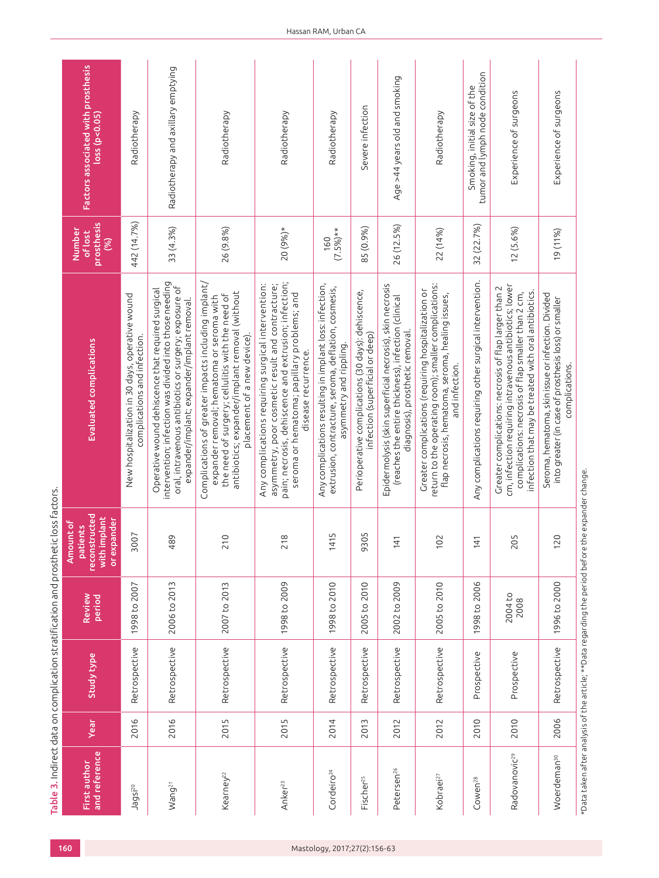**Table 3.** Indirect data on complication stratification and prosthetic loss factors.

| First author and reference | Year | Study type | Review period | Amount of patients reconstructed with implant or expander | Evaluated complications | Number of lost prosthesis (%) | Factors associated with prosthesis loss (p<0.05) |
|---|---|---|---|---|---|---|---|
| Jagsi[20] | 2016 | Retrospective | 1998 to 2007 | 3007 | New hospitalization in 30 days, operative wound complications and infection. | 442 (14.7%) | Radiotherapy |
| Wang[21] | 2016 | Retrospective | 2006 to 2013 | 489 | Operative wound dehiscence that required surgical intervention; infection was divided into those needing oral, intravenous antibiotics or surgery; exposure of expander/implant; expander/implant removal. | 33 (4.3%) | Radiotherapy and axillary emptying |
| Kearney[22] | 2015 | Retrospective | 2007 to 2013 | 210 | Complications of greater impacts including implant/expander removal; hematoma or seroma with the need of surgery; cellulitis with the need of antibiotics; expander/implant removal (without placement of a new device). | 26 (9.8%) | Radiotherapy |
| Anker[23] | 2015 | Retrospective | 1998 to 2009 | 218 | Any complications requiring surgical intervention: asymmetry, poor cosmetic result and contracture; pain; necrosis, dehiscence and extrusion; infection; seroma or hematoma; papillary problems; and disease recurrence. | 20 (9%)* | Radiotherapy |
| Cordeiro[24] | 2014 | Retrospective | 1998 to 2010 | 1415 | Any complications resulting in implant loss: infection, extrusion, contracture, seroma, deflation, cosmesis, asymmetry and rippling. | 160 (7.5%)** | Radiotherapy |
| Fischer[25] | 2013 | Retrospective | 2005 to 2010 | 9305 | Perioperative complications (30 days): dehiscence, infection (superficial or deep) | 85 (0.9%) | Severe infection |
| Petersen[26] | 2012 | Retrospective | 2002 to 2009 | 141 | Epidermolysis (skin superficial necrosis), skin necrosis (reaches the entire thickness), infection (clinical diagnosis), prosthetic removal. | 26 (12.5%) | Age >44 years old and smoking |
| Kobraei[27] | 2012 | Retrospective | 2005 to 2010 | 102 | Greater complications (requiring hospitalization or return to the operating room); smaller complications: flap necrosis, hematoma, seroma, healing issues, and infection. | 22 (14%) | Radiotherapy |
| Cowen[28] | 2010 | Prospective | 1998 to 2006 | 141 | Any complications requiring other surgical intervention. | 32 (22.7%) | Smoking, initial size of the tumor and lymph node condition |
| Radovanovic[29] | 2010 | Prospective | 2004 to 2008 | 205 | Greater complications: necrosis of flap larger than 2 cm, infection requiring intravenous antibiotics; lower complications: necrosis of flap smaller than 2 cm, infection that may be treated with oral antibiotics. | 12 (5.6%) | Experience of surgeons |
| Woerdeman[30] | 2006 | Retrospective | 1996 to 2000 | 120 | Seroma, hematoma, skin issue or infection. Divided into greater (in case of prosthesis loss) or smaller complications. | 19 (11%) | Experience of surgeons |

*Data taken after analysis of the article; **Data regarding the period before the expander change.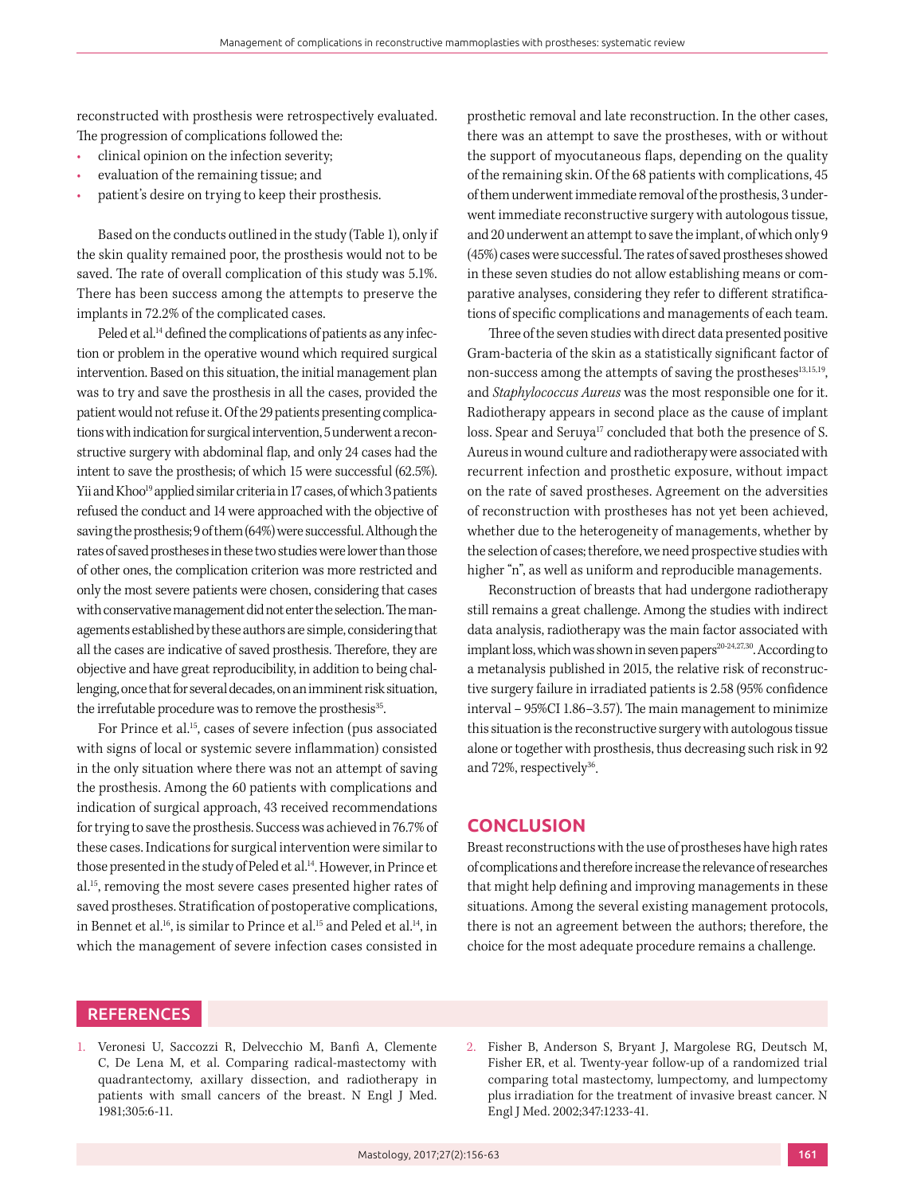reconstructed with prosthesis were retrospectively evaluated. The progression of complications followed the:

- clinical opinion on the infection severity;
- evaluation of the remaining tissue; and
- patient's desire on trying to keep their prosthesis.

Based on the conducts outlined in the study (Table 1), only if the skin quality remained poor, the prosthesis would not to be saved. The rate of overall complication of this study was 5.1%. There has been success among the attempts to preserve the implants in 72.2% of the complicated cases.

Peled et al.[14] defined the complications of patients as any infection or problem in the operative wound which required surgical intervention. Based on this situation, the initial management plan was to try and save the prosthesis in all the cases, provided the patient would not refuse it. Of the 29 patients presenting complications with indication for surgical intervention, 5 underwent a reconstructive surgery with abdominal flap, and only 24 cases had the intent to save the prosthesis; of which 15 were successful (62.5%). Yii and Khoo[19] applied similar criteria in 17 cases, of which 3 patients refused the conduct and 14 were approached with the objective of saving the prosthesis; 9 of them (64%) were successful. Although the rates of saved prostheses in these two studies were lower than those of other ones, the complication criterion was more restricted and only the most severe patients were chosen, considering that cases with conservative management did not enter the selection. The managements established by these authors are simple, considering that all the cases are indicative of saved prosthesis. Therefore, they are objective and have great reproducibility, in addition to being challenging, once that for several decades, on an imminent risk situation, the irrefutable procedure was to remove the prosthesis[35].

For Prince et al.[15], cases of severe infection (pus associated with signs of local or systemic severe inflammation) consisted in the only situation where there was not an attempt of saving the prosthesis. Among the 60 patients with complications and indication of surgical approach, 43 received recommendations for trying to save the prosthesis. Success was achieved in 76.7% of these cases. Indications for surgical intervention were similar to those presented in the study of Peled et al.[14]. However, in Prince et al.[15], removing the most severe cases presented higher rates of saved prostheses. Stratification of postoperative complications, in Bennet et al.[16], is similar to Prince et al.[15] and Peled et al.[14], in which the management of severe infection cases consisted in prosthetic removal and late reconstruction. In the other cases, there was an attempt to save the prostheses, with or without the support of myocutaneous flaps, depending on the quality of the remaining skin. Of the 68 patients with complications, 45 of them underwent immediate removal of the prosthesis, 3 underwent immediate reconstructive surgery with autologous tissue, and 20 underwent an attempt to save the implant, of which only 9 (45%) cases were successful. The rates of saved prostheses showed in these seven studies do not allow establishing means or comparative analyses, considering they refer to different stratifications of specific complications and managements of each team.

Three of the seven studies with direct data presented positive Gram-bacteria of the skin as a statistically significant factor of non-success among the attempts of saving the prostheses[13,15,19], and *Staphylococcus Aureus* was the most responsible one for it. Radiotherapy appears in second place as the cause of implant loss. Spear and Seruya[17] concluded that both the presence of S. Aureus in wound culture and radiotherapy were associated with recurrent infection and prosthetic exposure, without impact on the rate of saved prostheses. Agreement on the adversities of reconstruction with prostheses has not yet been achieved, whether due to the heterogeneity of managements, whether by the selection of cases; therefore, we need prospective studies with higher "n", as well as uniform and reproducible managements.

Reconstruction of breasts that had undergone radiotherapy still remains a great challenge. Among the studies with indirect data analysis, radiotherapy was the main factor associated with implant loss, which was shown in seven papers[20-24,27,30]. According to a metanalysis published in 2015, the relative risk of reconstructive surgery failure in irradiated patients is 2.58 (95% confidence interval – 95%CI 1.86–3.57). The main management to minimize this situation is the reconstructive surgery with autologous tissue alone or together with prosthesis, thus decreasing such risk in 92 and 72%, respectively[36].

## CONCLUSION

Breast reconstructions with the use of prostheses have high rates of complications and therefore increase the relevance of researches that might help defining and improving managements in these situations. Among the several existing management protocols, there is not an agreement between the authors; therefore, the choice for the most adequate procedure remains a challenge.

## REFERENCES

1. Veronesi U, Saccozzi R, Delvecchio M, Banfi A, Clemente C, De Lena M, et al. Comparing radical-mastectomy with quadrantectomy, axillary dissection, and radiotherapy in patients with small cancers of the breast. N Engl J Med. 1981;305:6-11.
2. Fisher B, Anderson S, Bryant J, Margolese RG, Deutsch M, Fisher ER, et al. Twenty-year follow-up of a randomized trial comparing total mastectomy, lumpectomy, and lumpectomy plus irradiation for the treatment of invasive breast cancer. N Engl J Med. 2002;347:1233-41.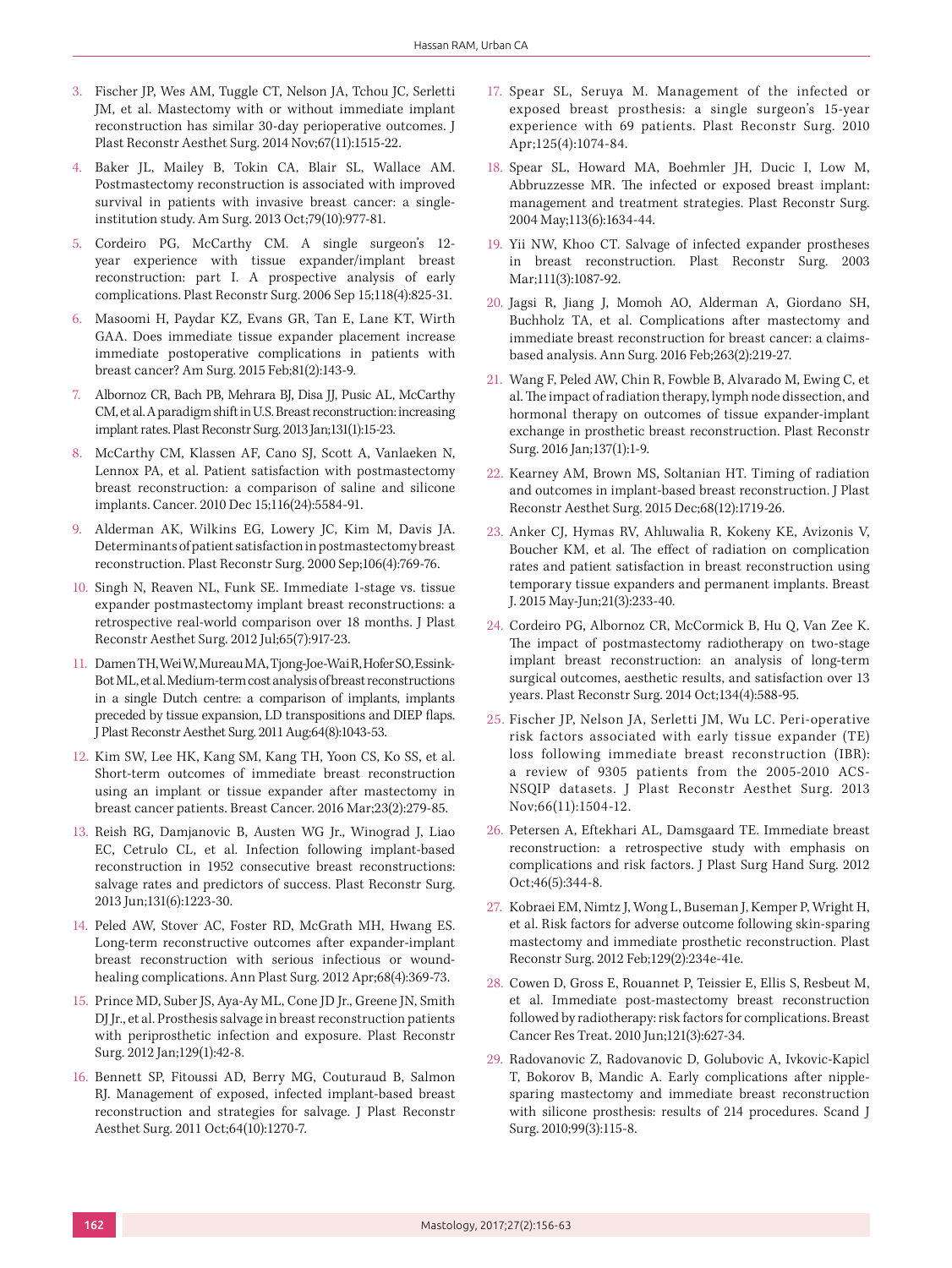3. Fischer JP, Wes AM, Tuggle CT, Nelson JA, Tchou JC, Serletti JM, et al. Mastectomy with or without immediate implant reconstruction has similar 30-day perioperative outcomes. J Plast Reconstr Aesthet Surg. 2014 Nov;67(11):1515-22.
4. Baker JL, Mailey B, Tokin CA, Blair SL, Wallace AM. Postmastectomy reconstruction is associated with improved survival in patients with invasive breast cancer: a single-institution study. Am Surg. 2013 Oct;79(10):977-81.
5. Cordeiro PG, McCarthy CM. A single surgeon's 12-year experience with tissue expander/implant breast reconstruction: part I. A prospective analysis of early complications. Plast Reconstr Surg. 2006 Sep 15;118(4):825-31.
6. Masoomi H, Paydar KZ, Evans GR, Tan E, Lane KT, Wirth GAA. Does immediate tissue expander placement increase immediate postoperative complications in patients with breast cancer? Am Surg. 2015 Feb;81(2):143-9.
7. Albornoz CR, Bach PB, Mehrara BJ, Disa JJ, Pusic AL, McCarthy CM, et al. A paradigm shift in U.S. Breast reconstruction: increasing implant rates. Plast Reconstr Surg. 2013 Jan;131(1):15-23.
8. McCarthy CM, Klassen AF, Cano SJ, Scott A, Vanlaeken N, Lennox PA, et al. Patient satisfaction with postmastectomy breast reconstruction: a comparison of saline and silicone implants. Cancer. 2010 Dec 15;116(24):5584-91.
9. Alderman AK, Wilkins EG, Lowery JC, Kim M, Davis JA. Determinants of patient satisfaction in postmastectomy breast reconstruction. Plast Reconstr Surg. 2000 Sep;106(4):769-76.
10. Singh N, Reaven NL, Funk SE. Immediate 1-stage vs. tissue expander postmastectomy implant breast reconstructions: a retrospective real-world comparison over 18 months. J Plast Reconstr Aesthet Surg. 2012 Jul;65(7):917-23.
11. Damen TH, Wei W, Mureau MA, Tjong-Joe-Wai R, Hofer SO, Essink-Bot ML, et al. Medium-term cost analysis of breast reconstructions in a single Dutch centre: a comparison of implants, implants preceded by tissue expansion, LD transpositions and DIEP flaps. J Plast Reconstr Aesthet Surg. 2011 Aug;64(8):1043-53.
12. Kim SW, Lee HK, Kang SM, Kang TH, Yoon CS, Ko SS, et al. Short-term outcomes of immediate breast reconstruction using an implant or tissue expander after mastectomy in breast cancer patients. Breast Cancer. 2016 Mar;23(2):279-85.
13. Reish RG, Damjanovic B, Austen WG Jr., Winograd J, Liao EC, Cetrulo CL, et al. Infection following implant-based reconstruction in 1952 consecutive breast reconstructions: salvage rates and predictors of success. Plast Reconstr Surg. 2013 Jun;131(6):1223-30.
14. Peled AW, Stover AC, Foster RD, McGrath MH, Hwang ES. Long-term reconstructive outcomes after expander-implant breast reconstruction with serious infectious or wound-healing complications. Ann Plast Surg. 2012 Apr;68(4):369-73.
15. Prince MD, Suber JS, Aya-Ay ML, Cone JD Jr., Greene JN, Smith DJ Jr., et al. Prosthesis salvage in breast reconstruction patients with periprosthetic infection and exposure. Plast Reconstr Surg. 2012 Jan;129(1):42-8.
16. Bennett SP, Fitoussi AD, Berry MG, Couturaud B, Salmon RJ. Management of exposed, infected implant-based breast reconstruction and strategies for salvage. J Plast Reconstr Aesthet Surg. 2011 Oct;64(10):1270-7.
17. Spear SL, Seruya M. Management of the infected or exposed breast prosthesis: a single surgeon's 15-year experience with 69 patients. Plast Reconstr Surg. 2010 Apr;125(4):1074-84.
18. Spear SL, Howard MA, Boehmler JH, Ducic I, Low M, Abbruzzesse MR. The infected or exposed breast implant: management and treatment strategies. Plast Reconstr Surg. 2004 May;113(6):1634-44.
19. Yii NW, Khoo CT. Salvage of infected expander prostheses in breast reconstruction. Plast Reconstr Surg. 2003 Mar;111(3):1087-92.
20. Jagsi R, Jiang J, Momoh AO, Alderman A, Giordano SH, Buchholz TA, et al. Complications after mastectomy and immediate breast reconstruction for breast cancer: a claims-based analysis. Ann Surg. 2016 Feb;263(2):219-27.
21. Wang F, Peled AW, Chin R, Fowble B, Alvarado M, Ewing C, et al. The impact of radiation therapy, lymph node dissection, and hormonal therapy on outcomes of tissue expander-implant exchange in prosthetic breast reconstruction. Plast Reconstr Surg. 2016 Jan;137(1):1-9.
22. Kearney AM, Brown MS, Soltanian HT. Timing of radiation and outcomes in implant-based breast reconstruction. J Plast Reconstr Aesthet Surg. 2015 Dec;68(12):1719-26.
23. Anker CJ, Hymas RV, Ahluwalia R, Kokeny KE, Avizonis V, Boucher KM, et al. The effect of radiation on complication rates and patient satisfaction in breast reconstruction using temporary tissue expanders and permanent implants. Breast J. 2015 May-Jun;21(3):233-40.
24. Cordeiro PG, Albornoz CR, McCormick B, Hu Q, Van Zee K. The impact of postmastectomy radiotherapy on two-stage implant breast reconstruction: an analysis of long-term surgical outcomes, aesthetic results, and satisfaction over 13 years. Plast Reconstr Surg. 2014 Oct;134(4):588-95.
25. Fischer JP, Nelson JA, Serletti JM, Wu LC. Peri-operative risk factors associated with early tissue expander (TE) loss following immediate breast reconstruction (IBR): a review of 9305 patients from the 2005-2010 ACS-NSQIP datasets. J Plast Reconstr Aesthet Surg. 2013 Nov;66(11):1504-12.
26. Petersen A, Eftekhari AL, Damsgaard TE. Immediate breast reconstruction: a retrospective study with emphasis on complications and risk factors. J Plast Surg Hand Surg. 2012 Oct;46(5):344-8.
27. Kobraei EM, Nimtz J, Wong L, Buseman J, Kemper P, Wright H, et al. Risk factors for adverse outcome following skin-sparing mastectomy and immediate prosthetic reconstruction. Plast Reconstr Surg. 2012 Feb;129(2):234e-41e.
28. Cowen D, Gross E, Rouannet P, Teissier E, Ellis S, Resbeut M, et al. Immediate post-mastectomy breast reconstruction followed by radiotherapy: risk factors for complications. Breast Cancer Res Treat. 2010 Jun;121(3):627-34.
29. Radovanovic Z, Radovanovic D, Golubovic A, Ivkovic-Kapicl T, Bokorov B, Mandic A. Early complications after nipple-sparing mastectomy and immediate breast reconstruction with silicone prosthesis: results of 214 procedures. Scand J Surg. 2010;99(3):115-8.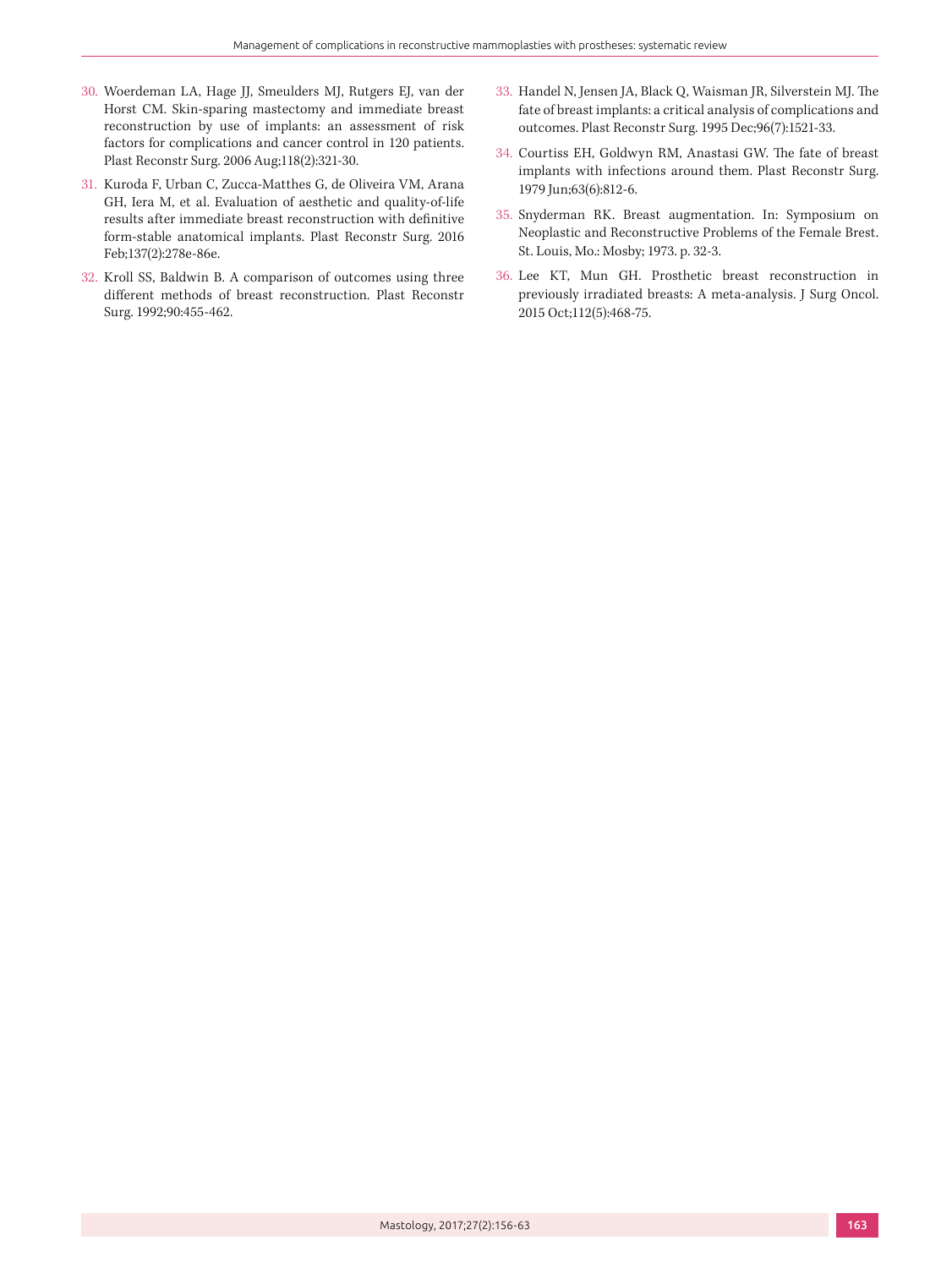30. Woerdeman LA, Hage JJ, Smeulders MJ, Rutgers EJ, van der Horst CM. Skin-sparing mastectomy and immediate breast reconstruction by use of implants: an assessment of risk factors for complications and cancer control in 120 patients. Plast Reconstr Surg. 2006 Aug;118(2):321-30.

31. Kuroda F, Urban C, Zucca-Matthes G, de Oliveira VM, Arana GH, Iera M, et al. Evaluation of aesthetic and quality-of-life results after immediate breast reconstruction with definitive form-stable anatomical implants. Plast Reconstr Surg. 2016 Feb;137(2):278e-86e.

32. Kroll SS, Baldwin B. A comparison of outcomes using three different methods of breast reconstruction. Plast Reconstr Surg. 1992;90:455-462.

33. Handel N, Jensen JA, Black Q, Waisman JR, Silverstein MJ. The fate of breast implants: a critical analysis of complications and outcomes. Plast Reconstr Surg. 1995 Dec;96(7):1521-33.

34. Courtiss EH, Goldwyn RM, Anastasi GW. The fate of breast implants with infections around them. Plast Reconstr Surg. 1979 Jun;63(6):812-6.

35. Snyderman RK. Breast augmentation. In: Symposium on Neoplastic and Reconstructive Problems of the Female Brest. St. Louis, Mo.: Mosby; 1973. p. 32-3.

36. Lee KT, Mun GH. Prosthetic breast reconstruction in previously irradiated breasts: A meta-analysis. J Surg Oncol. 2015 Oct;112(5):468-75.